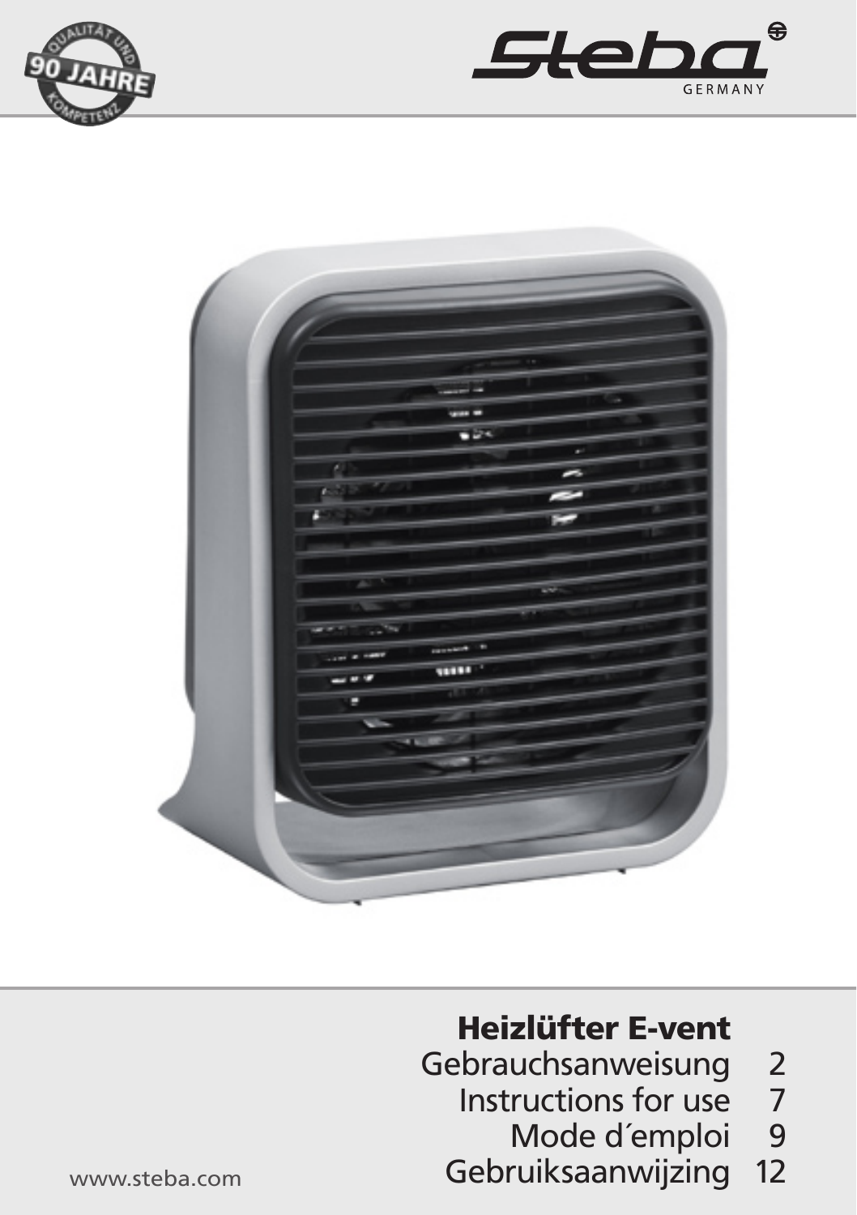# Heizlüfter E-vent

| | |
|---|---|
| Gebrauchsanweisung | 2 |
| Instructions for use | 7 |
| Mode d´emploi | 9 |
| Gebruiksaanwijzing | 12 |

www.steba.com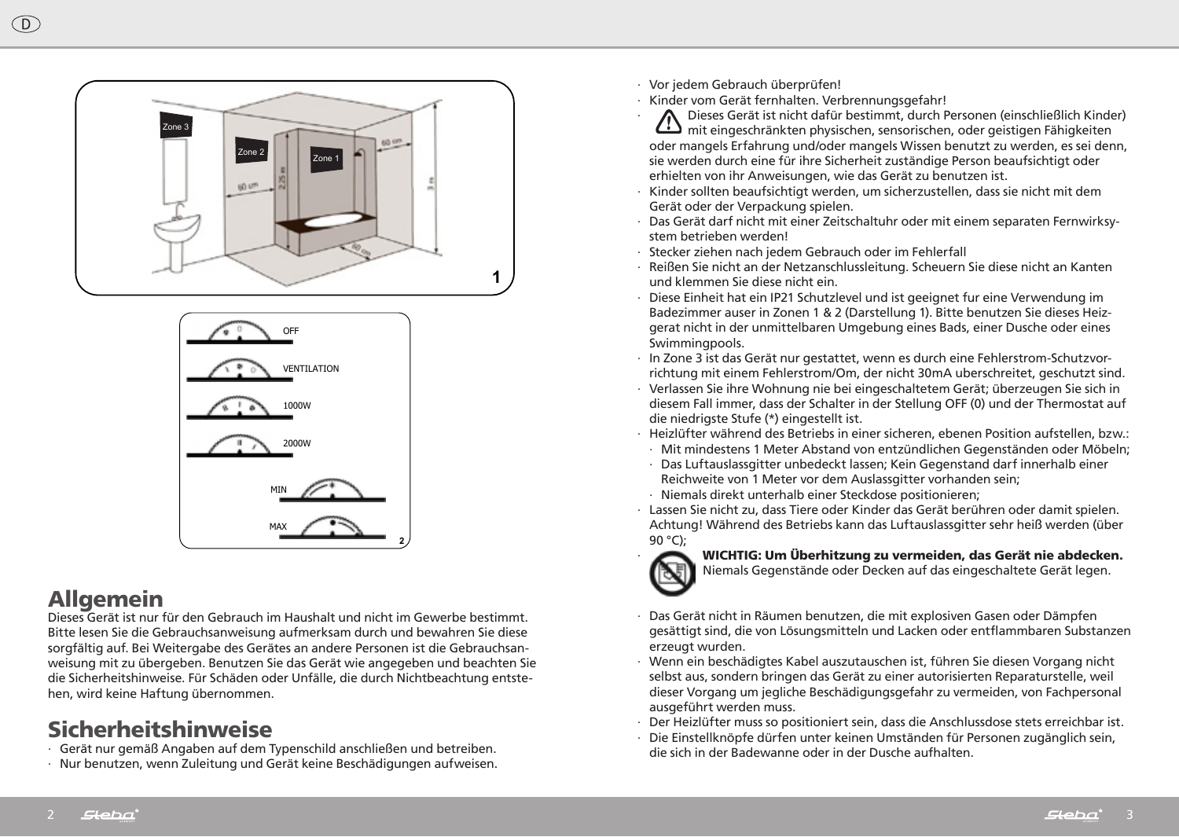## Allgemein

Dieses Gerät ist nur für den Gebrauch im Haushalt und nicht im Gewerbe bestimmt. Bitte lesen Sie die Gebrauchsanweisung aufmerksam durch und bewahren Sie diese sorgfältig auf. Bei Weitergabe des Gerätes an andere Personen ist die Gebrauchsanweisung mit zu übergeben. Benutzen Sie das Gerät wie angegeben und beachten Sie die Sicherheitshinweise. Für Schäden oder Unfälle, die durch Nichtbeachtung entstehen, wird keine Haftung übernommen.

## Sicherheitshinweise

- Gerät nur gemäß Angaben auf dem Typenschild anschließen und betreiben.
- Nur benutzen, wenn Zuleitung und Gerät keine Beschädigungen aufweisen.
- Vor jedem Gebrauch überprüfen!
- Kinder vom Gerät fernhalten. Verbrennungsgefahr!
- Dieses Gerät ist nicht dafür bestimmt, durch Personen (einschließlich Kinder) mit eingeschränkten physischen, sensorischen, oder geistigen Fähigkeiten oder mangels Erfahrung und/oder mangels Wissen benutzt zu werden, es sei denn, sie werden durch eine für ihre Sicherheit zuständige Person beaufsichtigt oder erhielten von ihr Anweisungen, wie das Gerät zu benutzen ist.
- Kinder sollten beaufsichtigt werden, um sicherzustellen, dass sie nicht mit dem Gerät oder der Verpackung spielen.
- Das Gerät darf nicht mit einer Zeitschaltuhr oder mit einem separaten Fernwirksystem betrieben werden!
- Stecker ziehen nach jedem Gebrauch oder im Fehlerfall
- Reißen Sie nicht an der Netzanschlussleitung. Scheuern Sie diese nicht an Kanten und klemmen Sie diese nicht ein.
- Diese Einheit hat ein IP21 Schutzlevel und ist geeignet fur eine Verwendung im Badezimmer auser in Zonen 1 & 2 (Darstellung 1). Bitte benutzen Sie dieses Heizgerat nicht in der unmittelbaren Umgebung eines Bads, einer Dusche oder eines Swimmingpools.
- In Zone 3 ist das Gerät nur gestattet, wenn es durch eine Fehlerstrom-Schutzvorrichtung mit einem Fehlerstrom/Om, der nicht 30mA uberschreitet, geschutzt sind.
- Verlassen Sie ihre Wohnung nie bei eingeschaltetem Gerät; überzeugen Sie sich in diesem Fall immer, dass der Schalter in der Stellung OFF (0) und der Thermostat auf die niedrigste Stufe (*) eingestellt ist.
- Heizlüfter während des Betriebs in einer sicheren, ebenen Position aufstellen, bzw.:
  - Mit mindestens 1 Meter Abstand von entzündlichen Gegenständen oder Möbeln;
  - Das Luftauslassgitter unbedeckt lassen; Kein Gegenstand darf innerhalb einer Reichweite von 1 Meter vor dem Auslassgitter vorhanden sein;
  - Niemals direkt unterhalb einer Steckdose positionieren;
- Lassen Sie nicht zu, dass Tiere oder Kinder das Gerät berühren oder damit spielen. Achtung! Während des Betriebs kann das Luftauslassgitter sehr heiß werden (über 90 °C);
- **WICHTIG: Um Überhitzung zu vermeiden, das Gerät nie abdecken.** Niemals Gegenstände oder Decken auf das eingeschaltete Gerät legen.
- Das Gerät nicht in Räumen benutzen, die mit explosiven Gasen oder Dämpfen gesättigt sind, die von Lösungsmitteln und Lacken oder entflammbaren Substanzen erzeugt wurden.
- Wenn ein beschädigtes Kabel auszutauschen ist, führen Sie diesen Vorgang nicht selbst aus, sondern bringen das Gerät zu einer autorisierten Reparaturstelle, weil dieser Vorgang um jegliche Beschädigungsgefahr zu vermeiden, von Fachpersonal ausgeführt werden muss.
- Der Heizlüfter muss so positioniert sein, dass die Anschlussdose stets erreichbar ist.
- Die Einstellknöpfe dürfen unter keinen Umständen für Personen zugänglich sein, die sich in der Badewanne oder in der Dusche aufhalten.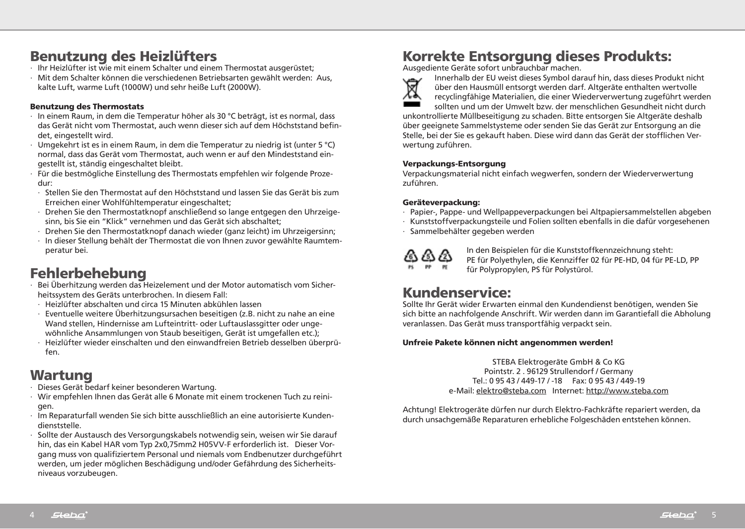## Benutzung des Heizlüfters

- Ihr Heizlüfter ist wie mit einem Schalter und einem Thermostat ausgerüstet;
- Mit dem Schalter können die verschiedenen Betriebsarten gewählt werden: Aus, kalte Luft, warme Luft (1000W) und sehr heiße Luft (2000W).

### Benutzung des Thermostats

- In einem Raum, in dem die Temperatur höher als 30 °C beträgt, ist es normal, dass das Gerät nicht vom Thermostat, auch wenn dieser sich auf dem Höchststand befindet, eingestellt wird.
- Umgekehrt ist es in einem Raum, in dem die Temperatur zu niedrig ist (unter 5 °C) normal, dass das Gerät vom Thermostat, auch wenn er auf den Mindeststand eingestellt ist, ständig eingeschaltet bleibt.
- Für die bestmögliche Einstellung des Thermostats empfehlen wir folgende Prozedur:
  - Stellen Sie den Thermostat auf den Höchststand und lassen Sie das Gerät bis zum Erreichen einer Wohlfühltemperatur eingeschaltet;
  - Drehen Sie den Thermostatknopf anschließend so lange entgegen den Uhrzeigesinn, bis Sie ein “Klick” vernehmen und das Gerät sich abschaltet;
  - Drehen Sie den Thermostatknopf danach wieder (ganz leicht) im Uhrzeigersinn;
  - In dieser Stellung behält der Thermostat die von Ihnen zuvor gewählte Raumtemperatur bei.

## Fehlerbehebung

- Bei Überhitzung werden das Heizelement und der Motor automatisch vom Sicherheitssystem des Geräts unterbrochen. In diesem Fall:
  - Heizlüfter abschalten und circa 15 Minuten abkühlen lassen
  - Eventuelle weitere Überhitzungsursachen beseitigen (z.B. nicht zu nahe an eine Wand stellen, Hindernisse am Lufteintritt- oder Luftauslassgitter oder ungewöhnliche Ansammlungen von Staub beseitigen, Gerät ist umgefallen etc.);
  - Heizlüfter wieder einschalten und den einwandfreien Betrieb desselben überprüfen.

## Wartung

- Dieses Gerät bedarf keiner besonderen Wartung.
- Wir empfehlen Ihnen das Gerät alle 6 Monate mit einem trockenen Tuch zu reinigen.
- Im Reparaturfall wenden Sie sich bitte ausschließlich an eine autorisierte Kundendienststelle.
- Sollte der Austausch des Versorgungskabels notwendig sein, weisen wir Sie darauf hin, das ein Kabel HAR vom Typ 2x0,75mm2 H05VV-F erforderlich ist. Dieser Vorgang muss von qualifiziertem Personal und niemals vom Endbenutzer durchgeführt werden, um jeder möglichen Beschädigung und/oder Gefährdung des Sicherheitsniveaus vorzubeugen.

## Korrekte Entsorgung dieses Produkts:

Ausgediente Geräte sofort unbrauchbar machen.

Innerhalb der EU weist dieses Symbol darauf hin, dass dieses Produkt nicht über den Hausmüll entsorgt werden darf. Altgeräte enthalten wertvolle recyclingfähige Materialien, die einer Wiederverwertung zugeführt werden sollten und um der Umwelt bzw. der menschlichen Gesundheit nicht durch unkontrollierte Müllbeseitigung zu schaden. Bitte entsorgen Sie Altgeräte deshalb über geeignete Sammelsysteme oder senden Sie das Gerät zur Entsorgung an die Stelle, bei der Sie es gekauft haben. Diese wird dann das Gerät der stofflichen Verwertung zuführen.

### Verpackungs-Entsorgung

Verpackungsmaterial nicht einfach wegwerfen, sondern der Wiederverwertung zuführen.

### Geräteverpackung:

- Papier-, Pappe- und Wellpappeverpackungen bei Altpapiersammelstellen abgeben
- Kunststoffverpackungsteile und Folien sollten ebenfalls in die dafür vorgesehenen
- Sammelbehälter gegeben werden

In den Beispielen für die Kunststoffkennzeichnung steht: PE für Polyethylen, die Kennziffer 02 für PE-HD, 04 für PE-LD, PP für Polypropylen, PS für Polystürol.

## Kundenservice:

Sollte Ihr Gerät wider Erwarten einmal den Kundendienst benötigen, wenden Sie sich bitte an nachfolgende Anschrift. Wir werden dann im Garantiefall die Abholung veranlassen. Das Gerät muss transportfähig verpackt sein.

**Unfreie Pakete können nicht angenommen werden!**

STEBA Elektrogeräte GmbH & Co KG
Pointstr. 2 . 96129 Strullendorf / Germany
Tel.: 0 95 43 / 449-17 / -18 Fax: 0 95 43 / 449-19
e-Mail: elektro@steba.com Internet: http://www.steba.com

Achtung! Elektrogeräte dürfen nur durch Elektro-Fachkräfte repariert werden, da durch unsachgemäße Reparaturen erhebliche Folgeschäden entstehen können.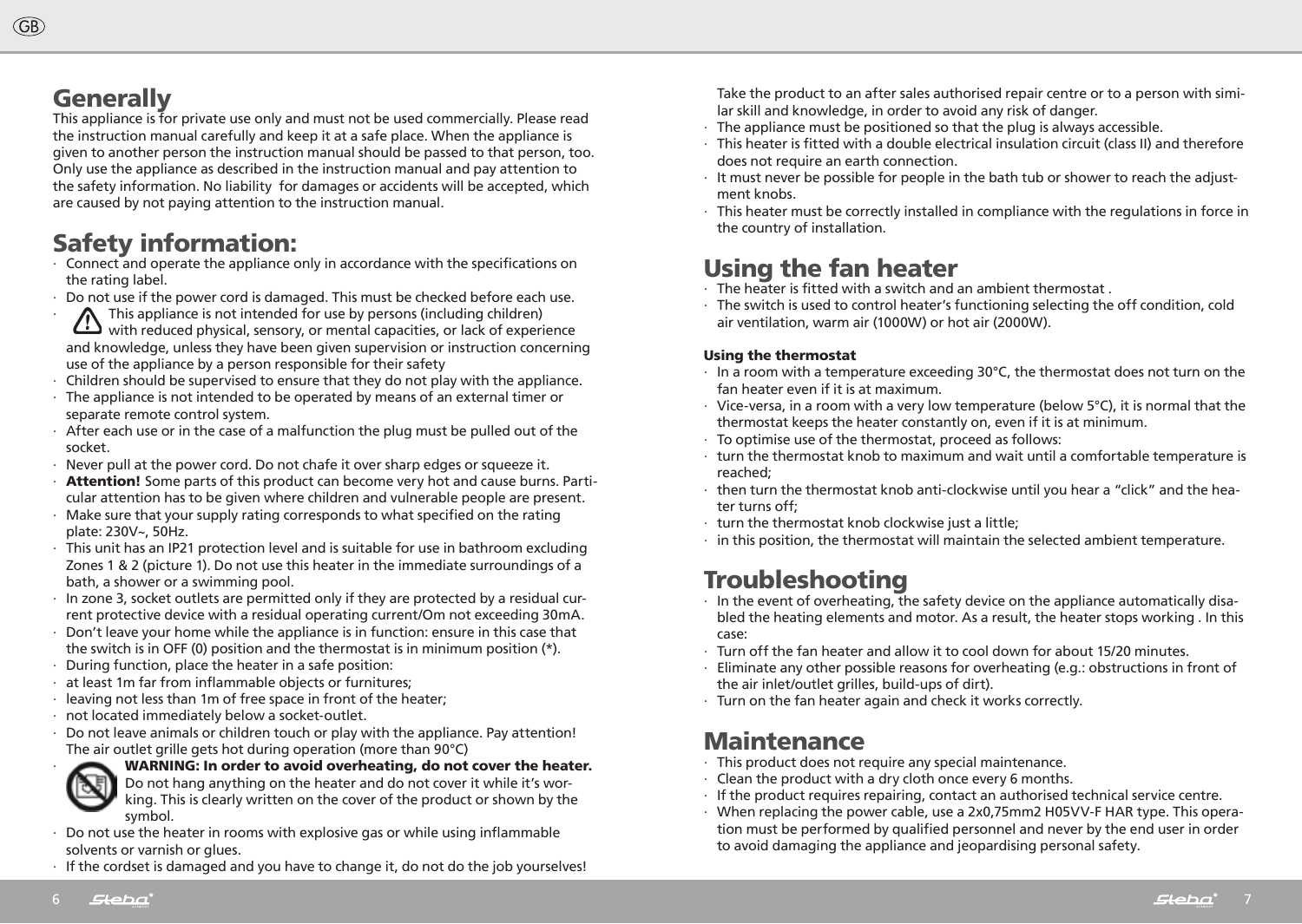## Generally

This appliance is for private use only and must not be used commercially. Please read the instruction manual carefully and keep it at a safe place. When the appliance is given to another person the instruction manual should be passed to that person, too. Only use the appliance as described in the instruction manual and pay attention to the safety information. No liability for damages or accidents will be accepted, which are caused by not paying attention to the instruction manual.

## Safety information:

- Connect and operate the appliance only in accordance with the specifications on the rating label.
- Do not use if the power cord is damaged. This must be checked before each use.
- This appliance is not intended for use by persons (including children) with reduced physical, sensory, or mental capacities, or lack of experience and knowledge, unless they have been given supervision or instruction concerning use of the appliance by a person responsible for their safety
- Children should be supervised to ensure that they do not play with the appliance.
- The appliance is not intended to be operated by means of an external timer or separate remote control system.
- After each use or in the case of a malfunction the plug must be pulled out of the socket.
- Never pull at the power cord. Do not chafe it over sharp edges or squeeze it.
- **Attention!** Some parts of this product can become very hot and cause burns. Particular attention has to be given where children and vulnerable people are present.
- Make sure that your supply rating corresponds to what specified on the rating plate: 230V~, 50Hz.
- This unit has an IP21 protection level and is suitable for use in bathroom excluding Zones 1 & 2 (picture 1). Do not use this heater in the immediate surroundings of a bath, a shower or a swimming pool.
- In zone 3, socket outlets are permitted only if they are protected by a residual current protective device with a residual operating current/Om not exceeding 30mA.
- Don't leave your home while the appliance is in function: ensure in this case that the switch is in OFF (0) position and the thermostat is in minimum position (*).
- During function, place the heater in a safe position:
- at least 1m far from inflammable objects or furnitures;
- leaving not less than 1m of free space in front of the heater;
- not located immediately below a socket-outlet.
- Do not leave animals or children touch or play with the appliance. Pay attention! The air outlet grille gets hot during operation (more than 90°C)
- **WARNING: In order to avoid overheating, do not cover the heater.** Do not hang anything on the heater and do not cover it while it's working. This is clearly written on the cover of the product or shown by the symbol.
- Do not use the heater in rooms with explosive gas or while using inflammable solvents or varnish or glues.
- If the cordset is damaged and you have to change it, do not do the job yourselves! Take the product to an after sales authorised repair centre or to a person with similar skill and knowledge, in order to avoid any risk of danger.
- The appliance must be positioned so that the plug is always accessible.
- This heater is fitted with a double electrical insulation circuit (class II) and therefore does not require an earth connection.
- It must never be possible for people in the bath tub or shower to reach the adjustment knobs.
- This heater must be correctly installed in compliance with the regulations in force in the country of installation.

## Using the fan heater

- The heater is fitted with a switch and an ambient thermostat .
- The switch is used to control heater's functioning selecting the off condition, cold air ventilation, warm air (1000W) or hot air (2000W).

### Using the thermostat

- In a room with a temperature exceeding 30°C, the thermostat does not turn on the fan heater even if it is at maximum.
- Vice-versa, in a room with a very low temperature (below 5°C), it is normal that the thermostat keeps the heater constantly on, even if it is at minimum.
- To optimise use of the thermostat, proceed as follows:
- turn the thermostat knob to maximum and wait until a comfortable temperature is reached;
- then turn the thermostat knob anti-clockwise until you hear a "click" and the heater turns off;
- turn the thermostat knob clockwise just a little;
- in this position, the thermostat will maintain the selected ambient temperature.

## Troubleshooting

- In the event of overheating, the safety device on the appliance automatically disabled the heating elements and motor. As a result, the heater stops working . In this case:
- Turn off the fan heater and allow it to cool down for about 15/20 minutes.
- Eliminate any other possible reasons for overheating (e.g.: obstructions in front of the air inlet/outlet grilles, build-ups of dirt).
- Turn on the fan heater again and check it works correctly.

## Maintenance

- This product does not require any special maintenance.
- Clean the product with a dry cloth once every 6 months.
- If the product requires repairing, contact an authorised technical service centre.
- When replacing the power cable, use a 2x0,75mm2 H05VV-F HAR type. This operation must be performed by qualified personnel and never by the end user in order to avoid damaging the appliance and jeopardising personal safety.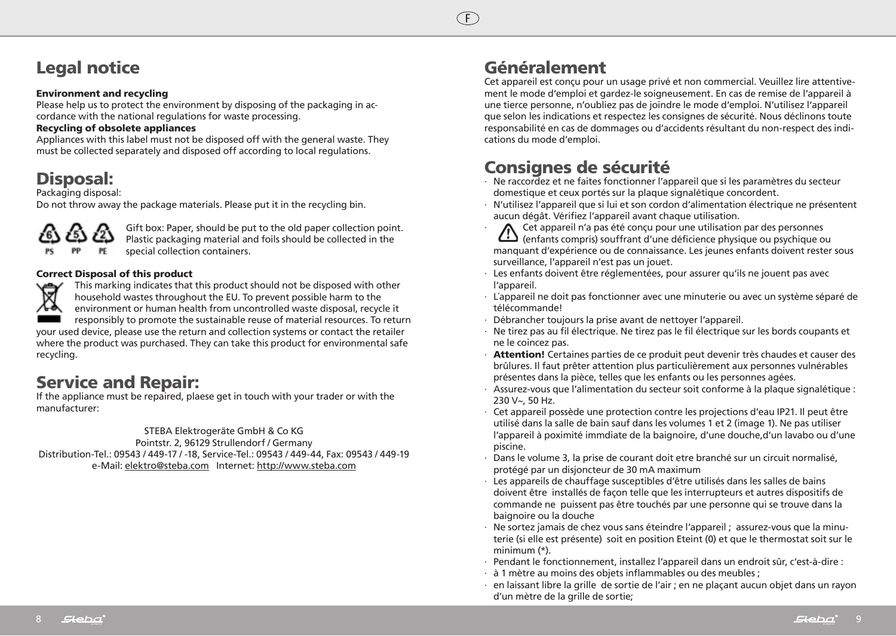# Legal notice

**Environment and recycling**

Please help us to protect the environment by disposing of the packaging in accordance with the national regulations for waste processing.

**Recycling of obsolete appliances**

Appliances with this label must not be disposed off with the general waste. They must be collected separately and disposed off according to local regulations.

# Disposal:

Packaging disposal:

Do not throw away the package materials. Please put it in the recycling bin.

Gift box: Paper, should be put to the old paper collection point. Plastic packaging material and foils should be collected in the special collection containers.

**Correct Disposal of this product**

This marking indicates that this product should not be disposed with other household wastes throughout the EU. To prevent possible harm to the environment or human health from uncontrolled waste disposal, recycle it responsibly to promote the sustainable reuse of material resources. To return your used device, please use the return and collection systems or contact the retailer where the product was purchased. They can take this product for environmental safe recycling.

# Service and Repair:

If the appliance must be repaired, plaese get in touch with your trader or with the manufacturer:

STEBA Elektrogeräte GmbH & Co KG
Pointstr. 2, 96129 Strullendorf / Germany
Distribution-Tel.: 09543 / 449-17 / -18, Service-Tel.: 09543 / 449-44, Fax: 09543 / 449-19
e-Mail: elektro@steba.com Internet: http://www.steba.com

# Généralement

Cet appareil est conçu pour un usage privé et non commercial. Veuillez lire attentivement le mode d'emploi et gardez-le soigneusement. En cas de remise de l'appareil à une tierce personne, n'oubliez pas de joindre le mode d'emploi. N'utilisez l'appareil que selon les indications et respectez les consignes de sécurité. Nous déclinons toute responsabilité en cas de dommages ou d'accidents résultant du non-respect des indications du mode d'emploi.

# Consignes de sécurité

- Ne raccordez et ne faites fonctionner l'appareil que si les paramètres du secteur domestique et ceux portés sur la plaque signalétique concordent.
- N'utilisez l'appareil que si lui et son cordon d'alimentation électrique ne présentent aucun dégât. Vérifiez l'appareil avant chaque utilisation.
- ⚠ Cet appareil n'a pas été conçu pour une utilisation par des personnes (enfants compris) souffrant d'une déficience physique ou psychique ou manquant d'expérience ou de connaissance. Les jeunes enfants doivent rester sous surveillance, l'appareil n'est pas un jouet.
- Les enfants doivent être réglementées, pour assurer qu'ils ne jouent pas avec l'appareil.
- L'appareil ne doit pas fonctionner avec une minuterie ou avec un système séparé de télécommande!
- Débrancher toujours la prise avant de nettoyer l'appareil.
- Ne tirez pas au fil électrique. Ne tirez pas le fil électrique sur les bords coupants et ne le coincez pas.
- **Attention!** Certaines parties de ce produit peut devenir très chaudes et causer des brûlures. Il faut prêter attention plus particulièrement aux personnes vulnérables présentes dans la pièce, telles que les enfants ou les personnes agées.
- Assurez-vous que l'alimentation du secteur soit conforme à la plaque signalétique : 230 V~, 50 Hz.
- Cet appareil possède une protection contre les projections d'eau IP21. Il peut être utilisé dans la salle de bain sauf dans les volumes 1 et 2 (image 1). Ne pas utiliser l'appareil à poximité immdiate de la baignoire, d'une douche,d'un lavabo ou d'une piscine.
- Dans le volume 3, la prise de courant doit etre branché sur un circuit normalisé, protégé par un disjoncteur de 30 mA maximum
- Les appareils de chauffage susceptibles d'être utilisés dans les salles de bains doivent être installés de façon telle que les interrupteurs et autres dispositifs de commande ne puissent pas être touchés par une personne qui se trouve dans la baignoire ou la douche
- Ne sortez jamais de chez vous sans éteindre l'appareil ; assurez-vous que la minuterie (si elle est présente) soit en position Eteint (0) et que le thermostat soit sur le minimum (*).
- Pendant le fonctionnement, installez l'appareil dans un endroit sûr, c'est-à-dire :
- à 1 mètre au moins des objets inflammables ou des meubles ;
- en laissant libre la grille de sortie de l'air ; en ne plaçant aucun objet dans un rayon d'un mètre de la grille de sortie;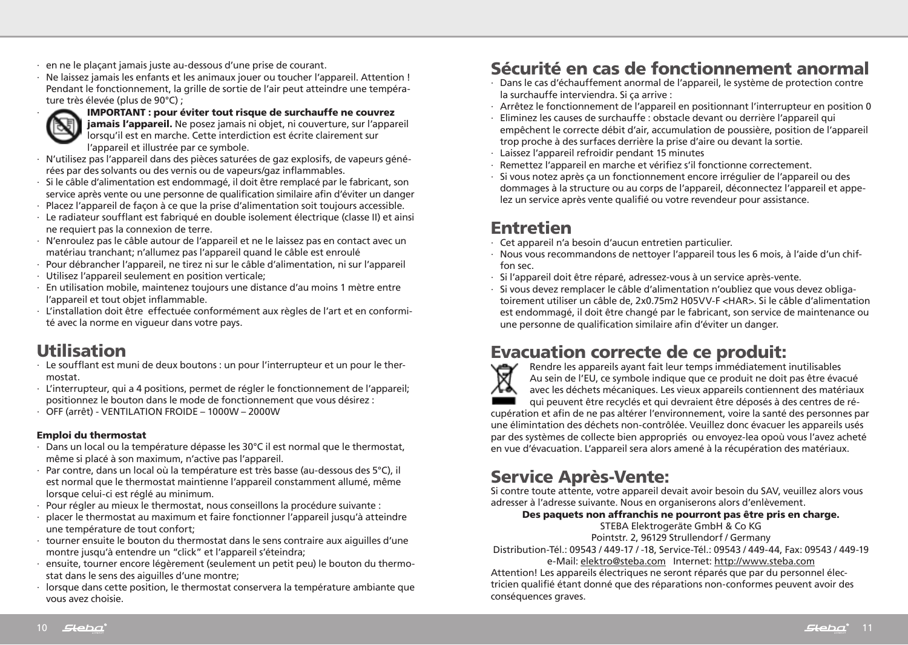- en ne le plaçant jamais juste au-dessous d'une prise de courant.
- Ne laissez jamais les enfants et les animaux jouer ou toucher l'appareil. Attention ! Pendant le fonctionnement, la grille de sortie de l'air peut atteindre une température très élevée (plus de 90°C) ;
- **IMPORTANT : pour éviter tout risque de surchauffe ne couvrez jamais l'appareil.** Ne posez jamais ni objet, ni couverture, sur l'appareil lorsqu'il est en marche. Cette interdiction est écrite clairement sur l'appareil et illustrée par ce symbole.
- N'utilisez pas l'appareil dans des pièces saturées de gaz explosifs, de vapeurs générées par des solvants ou des vernis ou de vapeurs/gaz inflammables.
- Si le câble d'alimentation est endommagé, il doit être remplacé par le fabricant, son service après vente ou une personne de qualification similaire afin d'éviter un danger
- Placez l'appareil de façon à ce que la prise d'alimentation soit toujours accessible.
- Le radiateur soufflant est fabriqué en double isolement électrique (classe II) et ainsi ne requiert pas la connexion de terre.
- N'enroulez pas le câble autour de l'appareil et ne le laissez pas en contact avec un matériau tranchant; n'allumez pas l'appareil quand le câble est enroulé
- Pour débrancher l'appareil, ne tirez ni sur le câble d'alimentation, ni sur l'appareil
- Utilisez l'appareil seulement en position verticale;
- En utilisation mobile, maintenez toujours une distance d'au moins 1 mètre entre l'appareil et tout objet inflammable.
- L'installation doit être effectuée conformément aux règles de l'art et en conformité avec la norme en vigueur dans votre pays.

## Utilisation

- Le soufflant est muni de deux boutons : un pour l'interrupteur et un pour le thermostat.
- L'interrupteur, qui a 4 positions, permet de régler le fonctionnement de l'appareil; positionnez le bouton dans le mode de fonctionnement que vous désirez :
- OFF (arrêt) - VENTILATION FROIDE – 1000W – 2000W

#### Emploi du thermostat

- Dans un local ou la température dépasse les 30°C il est normal que le thermostat, même si placé à son maximum, n'active pas l'appareil.
- Par contre, dans un local où la température est très basse (au-dessous des 5°C), il est normal que le thermostat maintienne l'appareil constamment allumé, même lorsque celui-ci est réglé au minimum.
- Pour régler au mieux le thermostat, nous conseillons la procédure suivante :
- placer le thermostat au maximum et faire fonctionner l'appareil jusqu'à atteindre une température de tout confort;
- tourner ensuite le bouton du thermostat dans le sens contraire aux aiguilles d'une montre jusqu'à entendre un "click" et l'appareil s'éteindra;
- ensuite, tourner encore légèrement (seulement un petit peu) le bouton du thermostat dans le sens des aiguilles d'une montre;
- lorsque dans cette position, le thermostat conservera la température ambiante que vous avez choisie.

## Sécurité en cas de fonctionnement anormal

- Dans le cas d'échauffement anormal de l'appareil, le système de protection contre la surchauffe interviendra. Si ça arrive :
- Arrêtez le fonctionnement de l'appareil en positionnant l'interrupteur en position 0
- Eliminez les causes de surchauffe : obstacle devant ou derrière l'appareil qui empêchent le correcte débit d'air, accumulation de poussière, position de l'appareil trop proche à des surfaces derrière la prise d'aire ou devant la sortie.
- Laissez l'appareil refroidir pendant 15 minutes
- Remettez l'appareil en marche et vérifiez s'il fonctionne correctement.
- Si vous notez après ça un fonctionnement encore irrégulier de l'appareil ou des dommages à la structure ou au corps de l'appareil, déconnectez l'appareil et appelez un service après vente qualifié ou votre revendeur pour assistance.

## Entretien

- Cet appareil n'a besoin d'aucun entretien particulier.
- Nous vous recommandons de nettoyer l'appareil tous les 6 mois, à l'aide d'un chiffon sec.
- Si l'appareil doit être réparé, adressez-vous à un service après-vente.
- Si vous devez remplacer le câble d'alimentation n'oubliez que vous devez obligatoirement utiliser un câble de, 2x0.75m2 H05VV-F <HAR>. Si le câble d'alimentation est endommagé, il doit être changé par le fabricant, son service de maintenance ou une personne de qualification similaire afin d'éviter un danger.

## Evacuation correcte de ce produit:

Rendre les appareils ayant fait leur temps immédiatement inutilisables
Au sein de l'EU, ce symbole indique que ce produit ne doit pas être évacué avec les déchets mécaniques. Les vieux appareils contiennent des matériaux qui peuvent être recyclés et qui devraient être déposés à des centres de récupération et afin de ne pas altérer l'environnement, voire la santé des personnes par une élimintation des déchets non-contrôlée. Veuillez donc évacuer les appareils usés par des systèmes de collecte bien appropriés ou envoyez-lea opoù vous l'avez acheté en vue d'évacuation. L'appareil sera alors amené à la récupération des matériaux.

## Service Après-Vente:

Si contre toute attente, votre appareil devait avoir besoin du SAV, veuillez alors vous adresser à l'adresse suivante. Nous en organiserons alors d'enlèvement.

**Des paquets non affranchis ne pourront pas être pris en charge.**

STEBA Elektrogeräte GmbH & Co KG
Pointstr. 2, 96129 Strullendorf / Germany
Distribution-Tél.: 09543 / 449-17 / -18, Service-Tél.: 09543 / 449-44, Fax: 09543 / 449-19
e-Mail: elektro@steba.com Internet: http://www.steba.com

Attention! Les appareils électriques ne seront réparés que par du personnel électricien qualifié étant donné que des réparations non-conformes peuvent avoir des conséquences graves.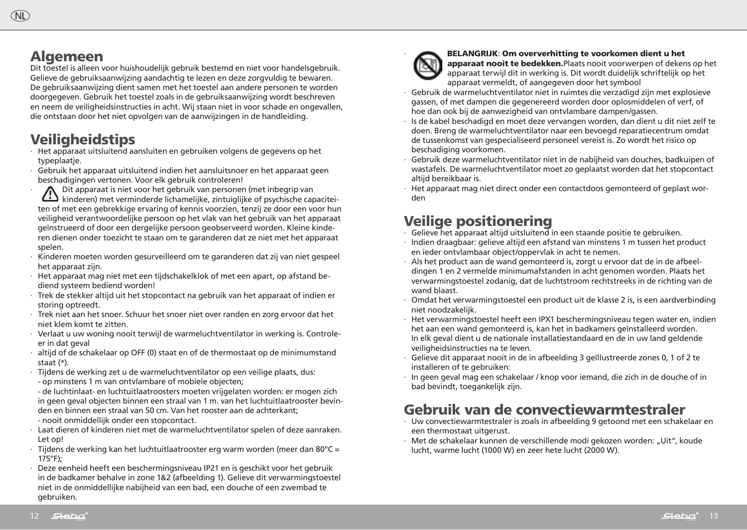# Algemeen

Dit toestel is alleen voor huishoudelijk gebruik bestemd en niet voor handelsgebruik. Gelieve de gebruiksaanwijzing aandachtig te lezen en deze zorgvuldig te bewaren. De gebruiksaanwijzing dient samen met het toestel aan andere personen te worden doorgegeven. Gebruik het toestel zoals in de gebruiksaanwijzing wordt beschreven en neem de veiligheidsinstructies in acht. Wij staan niet in voor schade en ongevallen, die ontstaan door het niet opvolgen van de aanwijzingen in de handleiding.

# Veiligheidstips

- Het apparaat uitsluitend aansluiten en gebruiken volgens de gegevens op het typeplaatje.
- Gebruik het apparaat uitsluitend indien het aansluitsnoer en het apparaat geen beschadigingen vertonen. Voor elk gebruik controleren!
- ⚠ Dit apparaat is niet voor het gebruik van personen (met inbegrip van kinderen) met verminderde lichamelijke, zintuiglijke of psychische capaciteiten of met een gebrekkige ervaring of kennis voorzien, tenzij ze door een voor hun veiligheid verantwoordelijke persoon op het vlak van het gebruik van het apparaat geïnstrueerd of door een dergelijke persoon geobserveerd worden. Kleine kinderen dienen onder toezicht te staan om te garanderen dat ze niet met het apparaat spelen.
- Kinderen moeten worden gesurveilleerd om te garanderen dat zij van niet gespeel het apparaat zijn.
- Het apparaat mag niet met een tijdschakelklok of met een apart, op afstand bediend systeem bediend worden!
- Trek de stekker altijd uit het stopcontact na gebruik van het apparaat of indien er storing optreedt.
- Trek niet aan het snoer. Schuur het snoer niet over randen en zorg ervoor dat het niet klem komt te zitten.
- Verlaat u uw woning nooit terwijl de warmeluchtventilator in werking is. Controleer in dat geval
- altijd of de schakelaar op OFF (0) staat en of de thermostaat op de minimumstand staat (*).
- Tijdens de werking zet u de warmeluchtventilator op een veilige plaats, dus:
  - op minstens 1 m van ontvlambare of mobiele objecten;
  - de luchtinlaat- en luchtuitlaatroosters moeten vrijgelaten worden: er mogen zich in geen geval objecten binnen een straal van 1 m. van het luchtuitlaatrooster bevinden en binnen een straal van 50 cm. Van het rooster aan de achterkant;
  - nooit onmiddellijk onder een stopcontact.
- Laat dieren of kinderen niet met de warmeluchtventilator spelen of deze aanraken. Let op!
- Tijdens de werking kan het luchtuitlaatrooster erg warm worden (meer dan 80°C = 175°F);
- Deze eenheid heeft een beschermingsniveau IP21 en is geschikt voor het gebruik in de badkamer behalve in zone 1&2 (afbeelding 1). Gelieve dit verwarmingstoestel niet in de onmiddellijke nabijheid van een bad, een douche of een zwembad te gebruiken.
- **BELANGRIJK**: **Om oververhitting te voorkomen dient u het apparaat nooit te bedekken.** Plaats nooit voorwerpen of dekens op het apparaat terwijl dit in werking is. Dit wordt duidelijk schriftelijk op het apparaat vermeldt, of aangegeven door het symbool
- Gebruik de warmeluchtventilator niet in ruimtes die verzadigd zijn met explosieve gassen, of met dampen die gegenereerd worden door oplosmiddelen of verf, of hoe dan ook bij de aanwezigheid van ontvlambare dampen/gassen.
- Is de kabel beschadigd en moet deze vervangen worden, dan dient u dit niet zelf te doen. Breng de warmeluchtventilator naar een bevoegd reparatiecentrum omdat de tussenkomst van gespecialiseerd personeel vereist is. Zo wordt het risico op beschadiging voorkomen.
- Gebruik deze warmeluchtventilator niet in de nabijheid van douches, badkuipen of wastafels. De warmeluchtventilator moet zo geplaatst worden dat het stopcontact altijd bereikbaar is.
- Het apparaat mag niet direct onder een contactdoos gemonteerd of geplast worden

# Veilige positionering

- Gelieve het apparaat altijd uitsluitend in een staande positie te gebruiken.
- Indien draagbaar: gelieve altijd een afstand van minstens 1 m tussen het product en ieder ontvlambaar object/oppervlak in acht te nemen.
- Als het product aan de wand gemonteerd is, zorgt u ervoor dat de in de afbeeldingen 1 en 2 vermelde minimumafstanden in acht genomen worden. Plaats het verwarmingstoestel zodanig, dat de luchtstroom rechtstreeks in de richting van de wand blaast.
- Omdat het verwarmingstoestel een product uit de klasse 2 is, is een aardverbinding niet noodzakelijk.
- Het verwarmingstoestel heeft een IPX1 beschermingsniveau tegen water en, indien het aan een wand gemonteerd is, kan het in badkamers geïnstalleerd worden. In elk geval dient u de nationale installatiestandaard en de in uw land geldende veiligheidsinstructies na te leven.
- Gelieve dit apparaat nooit in de in afbeelding 3 geïllustreerde zones 0, 1 of 2 te installeren of te gebruiken:
- In geen geval mag een schakelaar / knop voor iemand, die zich in de douche of in bad bevindt, toegankelijk zijn.

# Gebruik van de convectiewarmtestraler

- Uw convectiewarmtestraler is zoals in afbeelding 9 getoond met een schakelaar en een thermostaat uitgerust.
- Met de schakelaar kunnen de verschillende modi gekozen worden: „Uit", koude lucht, warme lucht (1000 W) en zeer hete lucht (2000 W).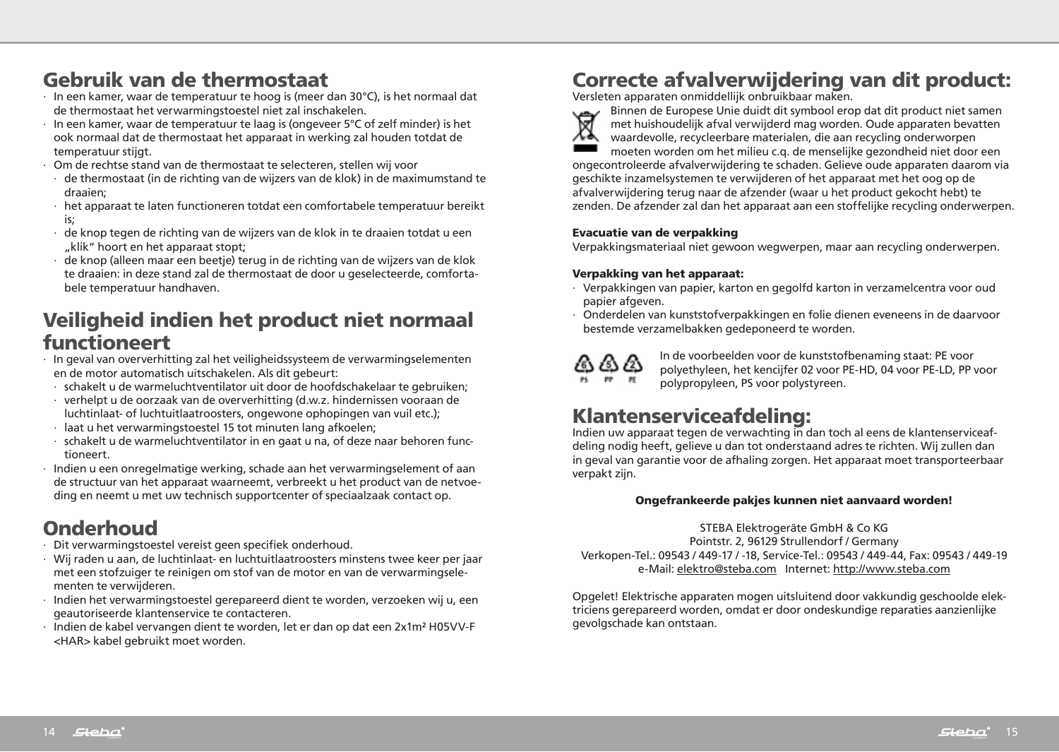## Gebruik van de thermostaat

- In een kamer, waar de temperatuur te hoog is (meer dan 30°C), is het normaal dat de thermostaat het verwarmingstoestel niet zal inschakelen.
- In een kamer, waar de temperatuur te laag is (ongeveer 5°C of zelf minder) is het ook normaal dat de thermostaat het apparaat in werking zal houden totdat de temperatuur stijgt.
- Om de rechtse stand van de thermostaat te selecteren, stellen wij voor
  - de thermostaat (in de richting van de wijzers van de klok) in de maximumstand te draaien;
  - het apparaat te laten functioneren totdat een comfortabele temperatuur bereikt is;
  - de knop tegen de richting van de wijzers van de klok in te draaien totdat u een „klik" hoort en het apparaat stopt;
  - de knop (alleen maar een beetje) terug in de richting van de wijzers van de klok te draaien: in deze stand zal de thermostaat de door u geselecteerde, comfortabele temperatuur handhaven.

## Veiligheid indien het product niet normaal functioneert

- In geval van oververhitting zal het veiligheidssysteem de verwarmingselementen en de motor automatisch uitschakelen. Als dit gebeurt:
  - schakelt u de warmeluchtventilator uit door de hoofdschakelaar te gebruiken;
  - verhelpt u de oorzaak van de oververhitting (d.w.z. hindernissen vooraan de luchtinlaat- of luchtuitlaatroosters, ongewone ophopingen van vuil etc.);
  - laat u het verwarmingstoestel 15 tot minuten lang afkoelen;
  - schakelt u de warmeluchtventilator in en gaat u na, of deze naar behoren functioneert.
- Indien u een onregelmatige werking, schade aan het verwarmingselement of aan de structuur van het apparaat waarneemt, verbreekt u het product van de netvoeding en neemt u met uw technisch supportcenter of speciaalzaak contact op.

## Onderhoud

- Dit verwarmingstoestel vereist geen specifiek onderhoud.
- Wij raden u aan, de luchtinlaat- en luchtuitlaatroosters minstens twee keer per jaar met een stofzuiger te reinigen om stof van de motor en van de verwarmingselementen te verwijderen.
- Indien het verwarmingstoestel gerepareerd dient te worden, verzoeken wij u, een geautoriseerde klantenservice te contacteren.
- Indien de kabel vervangen dient te worden, let er dan op dat een 2x1m² H05VV-F <HAR> kabel gebruikt moet worden.

## Correcte afvalverwijdering van dit product:

Versleten apparaten onmiddellijk onbruikbaar maken.

Binnen de Europese Unie duidt dit symbool erop dat dit product niet samen met huishoudelijk afval verwijderd mag worden. Oude apparaten bevatten waardevolle, recycleerbare materialen, die aan recycling onderworpen moeten worden om het milieu c.q. de menselijke gezondheid niet door een ongecontroleerde afvalverwijdering te schaden. Gelieve oude apparaten daarom via geschikte inzamelsystemen te verwijderen of het apparaat met het oog op de afvalverwijdering terug naar de afzender (waar u het product gekocht hebt) te zenden. De afzender zal dan het apparaat aan een stoffelijke recycling onderwerpen.

**Evacuatie van de verpakking**

Verpakkingsmateriaal niet gewoon wegwerpen, maar aan recycling onderwerpen.

**Verpakking van het apparaat:**

- Verpakkingen van papier, karton en gegolfd karton in verzamelcentra voor oud papier afgeven.
- Onderdelen van kunststofverpakkingen en folie dienen eveneens in de daarvoor bestemde verzamelbakken gedeponeerd te worden.

In de voorbeelden voor de kunststofbenaming staat: PE voor polyethyleen, het kencijfer 02 voor PE-HD, 04 voor PE-LD, PP voor polypropyleen, PS voor polystyreen.

## Klantenserviceafdeling:

Indien uw apparaat tegen de verwachting in dan toch al eens de klantenserviceafdeling nodig heeft, gelieve u dan tot onderstaand adres te richten. Wij zullen dan in geval van garantie voor de afhaling zorgen. Het apparaat moet transporteerbaar verpakt zijn.

**Ongefrankeerde pakjes kunnen niet aanvaard worden!**

STEBA Elektrogeräte GmbH & Co KG
Pointstr. 2, 96129 Strullendorf / Germany
Verkopen-Tel.: 09543 / 449-17 / -18, Service-Tel.: 09543 / 449-44, Fax: 09543 / 449-19
e-Mail: elektro@steba.com Internet: http://www.steba.com

Opgelet! Elektrische apparaten mogen uitsluitend door vakkundig geschoolde elektriciens gerepareerd worden, omdat er door ondeskundige reparaties aanzienlijke gevolgschade kan ontstaan.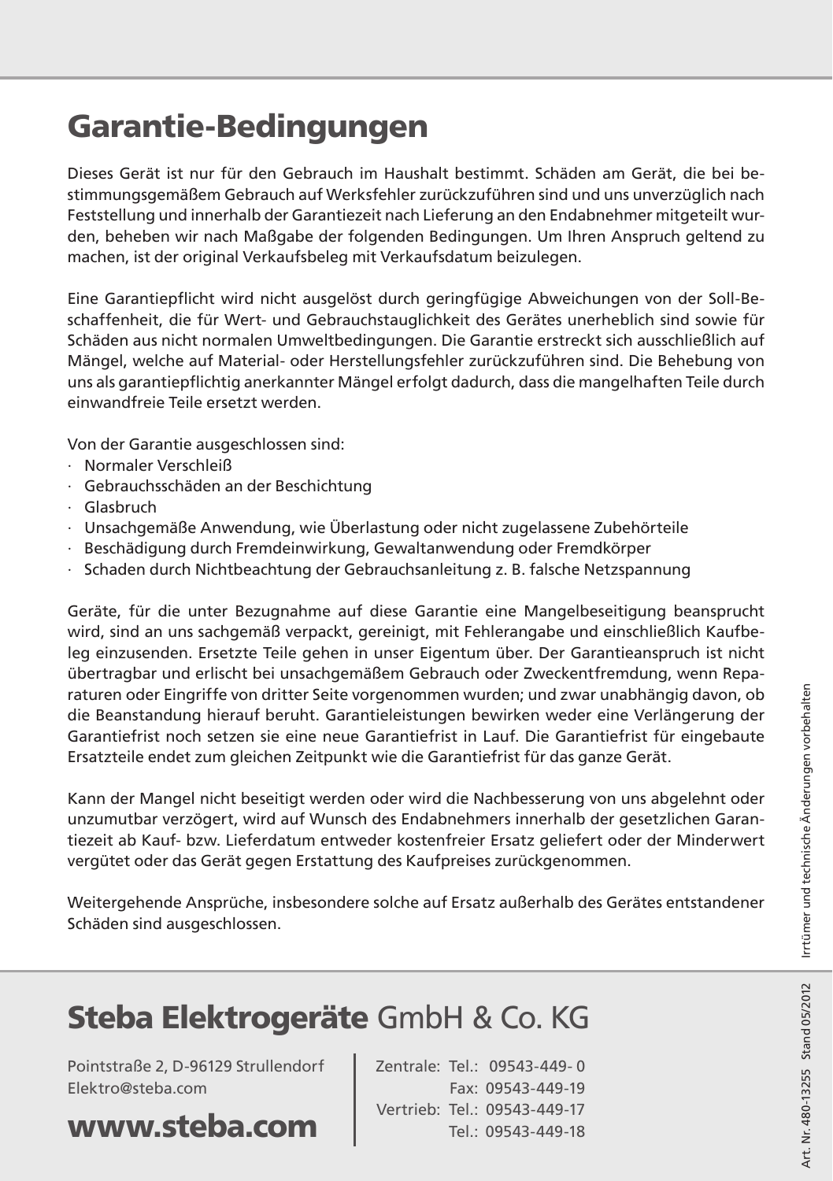# Garantie-Bedingungen

Dieses Gerät ist nur für den Gebrauch im Haushalt bestimmt. Schäden am Gerät, die bei bestimmungsgemäßem Gebrauch auf Werksfehler zurückzuführen sind und uns unverzüglich nach Feststellung und innerhalb der Garantiezeit nach Lieferung an den Endabnehmer mitgeteilt wurden, beheben wir nach Maßgabe der folgenden Bedingungen. Um Ihren Anspruch geltend zu machen, ist der original Verkaufsbeleg mit Verkaufsdatum beizulegen.

Eine Garantiepflicht wird nicht ausgelöst durch geringfügige Abweichungen von der Soll-Beschaffenheit, die für Wert- und Gebrauchstauglichkeit des Gerätes unerheblich sind sowie für Schäden aus nicht normalen Umweltbedingungen. Die Garantie erstreckt sich ausschließlich auf Mängel, welche auf Material- oder Herstellungsfehler zurückzuführen sind. Die Behebung von uns als garantiepflichtig anerkannter Mängel erfolgt dadurch, dass die mangelhaften Teile durch einwandfreie Teile ersetzt werden.

Von der Garantie ausgeschlossen sind:

- Normaler Verschleiß
- Gebrauchsschäden an der Beschichtung
- Glasbruch
- Unsachgemäße Anwendung, wie Überlastung oder nicht zugelassene Zubehörteile
- Beschädigung durch Fremdeinwirkung, Gewaltanwendung oder Fremdkörper
- Schaden durch Nichtbeachtung der Gebrauchsanleitung z. B. falsche Netzspannung

Geräte, für die unter Bezugnahme auf diese Garantie eine Mangelbeseitigung beansprucht wird, sind an uns sachgemäß verpackt, gereinigt, mit Fehlerangabe und einschließlich Kaufbeleg einzusenden. Ersetzte Teile gehen in unser Eigentum über. Der Garantieanspruch ist nicht übertragbar und erlischt bei unsachgemäßem Gebrauch oder Zweckentfremdung, wenn Reparaturen oder Eingriffe von dritter Seite vorgenommen wurden; und zwar unabhängig davon, ob die Beanstandung hierauf beruht. Garantieleistungen bewirken weder eine Verlängerung der Garantiefrist noch setzen sie eine neue Garantiefrist in Lauf. Die Garantiefrist für eingebaute Ersatzteile endet zum gleichen Zeitpunkt wie die Garantiefrist für das ganze Gerät.

Kann der Mangel nicht beseitigt werden oder wird die Nachbesserung von uns abgelehnt oder unzumutbar verzögert, wird auf Wunsch des Endabnehmers innerhalb der gesetzlichen Garantiezeit ab Kauf- bzw. Lieferdatum entweder kostenfreier Ersatz geliefert oder der Minderwert vergütet oder das Gerät gegen Erstattung des Kaufpreises zurückgenommen.

Weitergehende Ansprüche, insbesondere solche auf Ersatz außerhalb des Gerätes entstandener Schäden sind ausgeschlossen.

## **Steba Elektrogeräte** GmbH & Co. KG

Pointstraße 2, D-96129 Strullendorf
Elektro@steba.com

**www.steba.com**

Zentrale: Tel.: 09543-449- 0
Fax: 09543-449-19
Vertrieb: Tel.: 09543-449-17
Tel.: 09543-449-18

Art. Nr. 480-13255 Stand 05/2012 Irrtümer und technische Änderungen vorbehalten